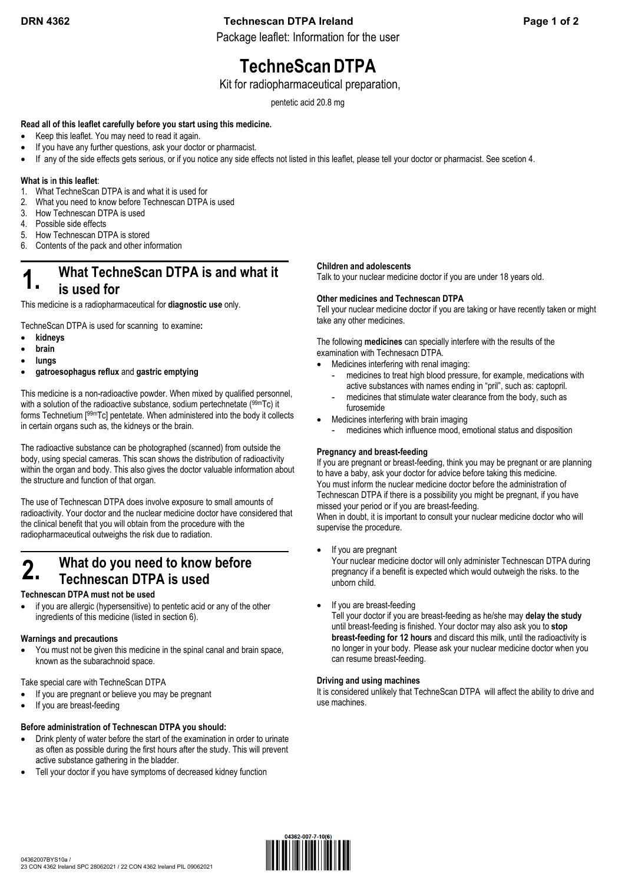Package leaflet: Information for the user

# TechneScan DTPA

Kit for radiopharmaceutical preparation,

pentetic acid 20.8 mg

**Read all of this leaflet carefully before you start using this medicine.**

- Keep this leaflet. You may need to read it again.
- If you have any further questions, ask your doctor or pharmacist.
- If any of the side effects gets serious, or if you notice any side effects not listed in this leaflet, please tell your doctor or pharmacist. See scetion 4.

**What is in this leaflet**:

1. What TechneScan DTPA is and what it is used for
2. What you need to know before Technescan DTPA is used
3. How Technescan DTPA is used
4. Possible side effects
5. How Technescan DTPA is stored
6. Contents of the pack and other information

## 1. What TechneScan DTPA is and what it is used for

This medicine is a radiopharmaceutical for **diagnostic use** only.

TechneScan DTPA is used for scanning to examine**:**

- **kidneys**
- **brain**
- **lungs**
- **gatroesophagus reflux** and **gastric emptying**

This medicine is a non-radioactive powder. When mixed by qualified personnel, with a solution of the radioactive substance, sodium pertechnetate ($^{99m}$Tc) it forms Technetium [$^{99m}$Tc] pentetate. When administered into the body it collects in certain organs such as, the kidneys or the brain.

The radioactive substance can be photographed (scanned) from outside the body, using special cameras. This scan shows the distribution of radioactivity within the organ and body. This also gives the doctor valuable information about the structure and function of that organ.

The use of Technescan DTPA does involve exposure to small amounts of radioactivity. Your doctor and the nuclear medicine doctor have considered that the clinical benefit that you will obtain from the procedure with the radiopharmaceutical outweighs the risk due to radiation.

## 2. What do you need to know before Technescan DTPA is used

**Technescan DTPA must not be used**

- if you are allergic (hypersensitive) to pentetic acid or any of the other ingredients of this medicine (listed in section 6).

**Warnings and precautions**

- You must not be given this medicine in the spinal canal and brain space, known as the subarachnoid space.

Take special care with TechneScan DTPA

- If you are pregnant or believe you may be pregnant
- If you are breast-feeding

**Before administration of Technescan DTPA you should:**

- Drink plenty of water before the start of the examination in order to urinate as often as possible during the first hours after the study. This will prevent active substance gathering in the bladder.
- Tell your doctor if you have symptoms of decreased kidney function

**Children and adolescents**

Talk to your nuclear medicine doctor if you are under 18 years old.

**Other medicines and Technescan DTPA**

Tell your nuclear medicine doctor if you are taking or have recently taken or might take any other medicines.

The following **medicines** can specially interfere with the results of the examination with Technesacn DTPA.

- Medicines interfering with renal imaging:
  - medicines to treat high blood pressure, for example, medications with active substances with names ending in "pril", such as: captopril.
  - medicines that stimulate water clearance from the body, such as furosemide
- Medicines interfering with brain imaging
  - medicines which influence mood, emotional status and disposition

**Pregnancy and breast-feeding**

If you are pregnant or breast-feeding, think you may be pregnant or are planning to have a baby, ask your doctor for advice before taking this medicine.
You must inform the nuclear medicine doctor before the administration of Technescan DTPA if there is a possibility you might be pregnant, if you have missed your period or if you are breast-feeding.
When in doubt, it is important to consult your nuclear medicine doctor who will supervise the procedure.

- If you are pregnant
  Your nuclear medicine doctor will only administer Technescan DTPA during pregnancy if a benefit is expected which would outweigh the risks. to the unborn child.

- If you are breast-feeding
  Tell your doctor if you are breast-feeding as he/she may **delay the study** until breast-feeding is finished. Your doctor may also ask you to **stop breast-feeding for 12 hours** and discard this milk, until the radioactivity is no longer in your body. Please ask your nuclear medicine doctor when you can resume breast-feeding.

**Driving and using machines**

It is considered unlikely that TechneScan DTPA will affect the ability to drive and use machines.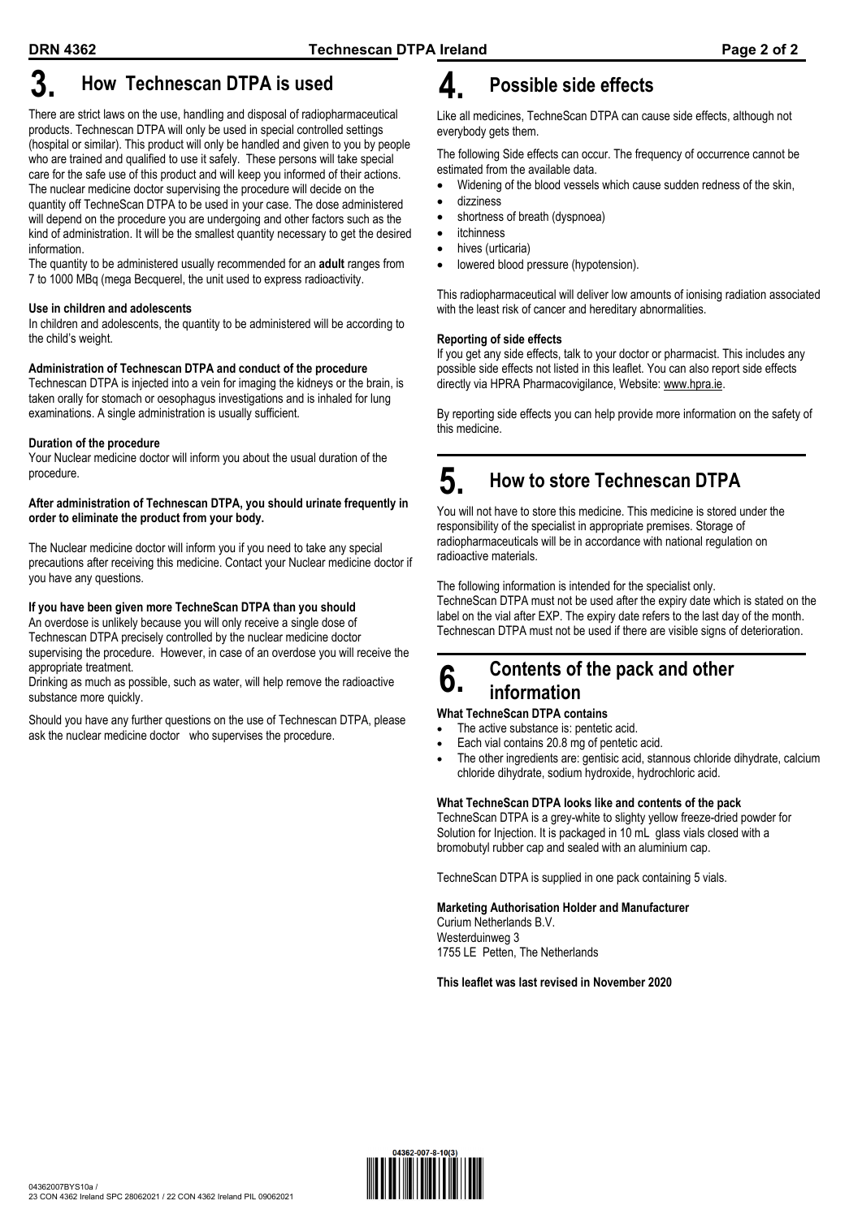## 3. How Technescan DTPA is used

There are strict laws on the use, handling and disposal of radiopharmaceutical products. Technescan DTPA will only be used in special controlled settings (hospital or similar). This product will only be handled and given to you by people who are trained and qualified to use it safely. These persons will take special care for the safe use of this product and will keep you informed of their actions. The nuclear medicine doctor supervising the procedure will decide on the quantity off TechneScan DTPA to be used in your case. The dose administered will depend on the procedure you are undergoing and other factors such as the kind of administration. It will be the smallest quantity necessary to get the desired information.

The quantity to be administered usually recommended for an **adult** ranges from 7 to 1000 MBq (mega Becquerel, the unit used to express radioactivity.

**Use in children and adolescents**

In children and adolescents, the quantity to be administered will be according to the child's weight.

**Administration of Technescan DTPA and conduct of the procedure**

Technescan DTPA is injected into a vein for imaging the kidneys or the brain, is taken orally for stomach or oesophagus investigations and is inhaled for lung examinations. A single administration is usually sufficient.

**Duration of the procedure**

Your Nuclear medicine doctor will inform you about the usual duration of the procedure.

**After administration of Technescan DTPA, you should urinate frequently in order to eliminate the product from your body.**

The Nuclear medicine doctor will inform you if you need to take any special precautions after receiving this medicine. Contact your Nuclear medicine doctor if you have any questions.

**If you have been given more TechneScan DTPA than you should**

An overdose is unlikely because you will only receive a single dose of Technescan DTPA precisely controlled by the nuclear medicine doctor supervising the procedure. However, in case of an overdose you will receive the appropriate treatment.

Drinking as much as possible, such as water, will help remove the radioactive substance more quickly.

Should you have any further questions on the use of Technescan DTPA, please ask the nuclear medicine doctor who supervises the procedure.

## 4. Possible side effects

Like all medicines, TechneScan DTPA can cause side effects, although not everybody gets them.

The following Side effects can occur. The frequency of occurrence cannot be estimated from the available data.

- Widening of the blood vessels which cause sudden redness of the skin,
- dizziness
- shortness of breath (dyspnoea)
- itchinness
- hives (urticaria)
- lowered blood pressure (hypotension).

This radiopharmaceutical will deliver low amounts of ionising radiation associated with the least risk of cancer and hereditary abnormalities.

**Reporting of side effects**

If you get any side effects, talk to your doctor or pharmacist. This includes any possible side effects not listed in this leaflet. You can also report side effects directly via HPRA Pharmacovigilance, Website: www.hpra.ie.

By reporting side effects you can help provide more information on the safety of this medicine.

## 5. How to store Technescan DTPA

You will not have to store this medicine. This medicine is stored under the responsibility of the specialist in appropriate premises. Storage of radiopharmaceuticals will be in accordance with national regulation on radioactive materials.

The following information is intended for the specialist only.

TechneScan DTPA must not be used after the expiry date which is stated on the label on the vial after EXP. The expiry date refers to the last day of the month. Technescan DTPA must not be used if there are visible signs of deterioration.

## 6. Contents of the pack and other information

**What TechneScan DTPA contains**

- The active substance is: pentetic acid.
- Each vial contains 20.8 mg of pentetic acid.
- The other ingredients are: gentisic acid, stannous chloride dihydrate, calcium chloride dihydrate, sodium hydroxide, hydrochloric acid.

**What TechneScan DTPA looks like and contents of the pack**

TechneScan DTPA is a grey-white to slighty yellow freeze-dried powder for Solution for Injection. It is packaged in 10 mL glass vials closed with a bromobutyl rubber cap and sealed with an aluminium cap.

TechneScan DTPA is supplied in one pack containing 5 vials.

**Marketing Authorisation Holder and Manufacturer**

Curium Netherlands B.V.
Westerduinweg 3
1755 LE Petten, The Netherlands

**This leaflet was last revised in November 2020**

04362-007-8-10(3)

04362007BYS10a /
23 CON 4362 Ireland SPC 28062021 / 22 CON 4362 Ireland PIL 09062021